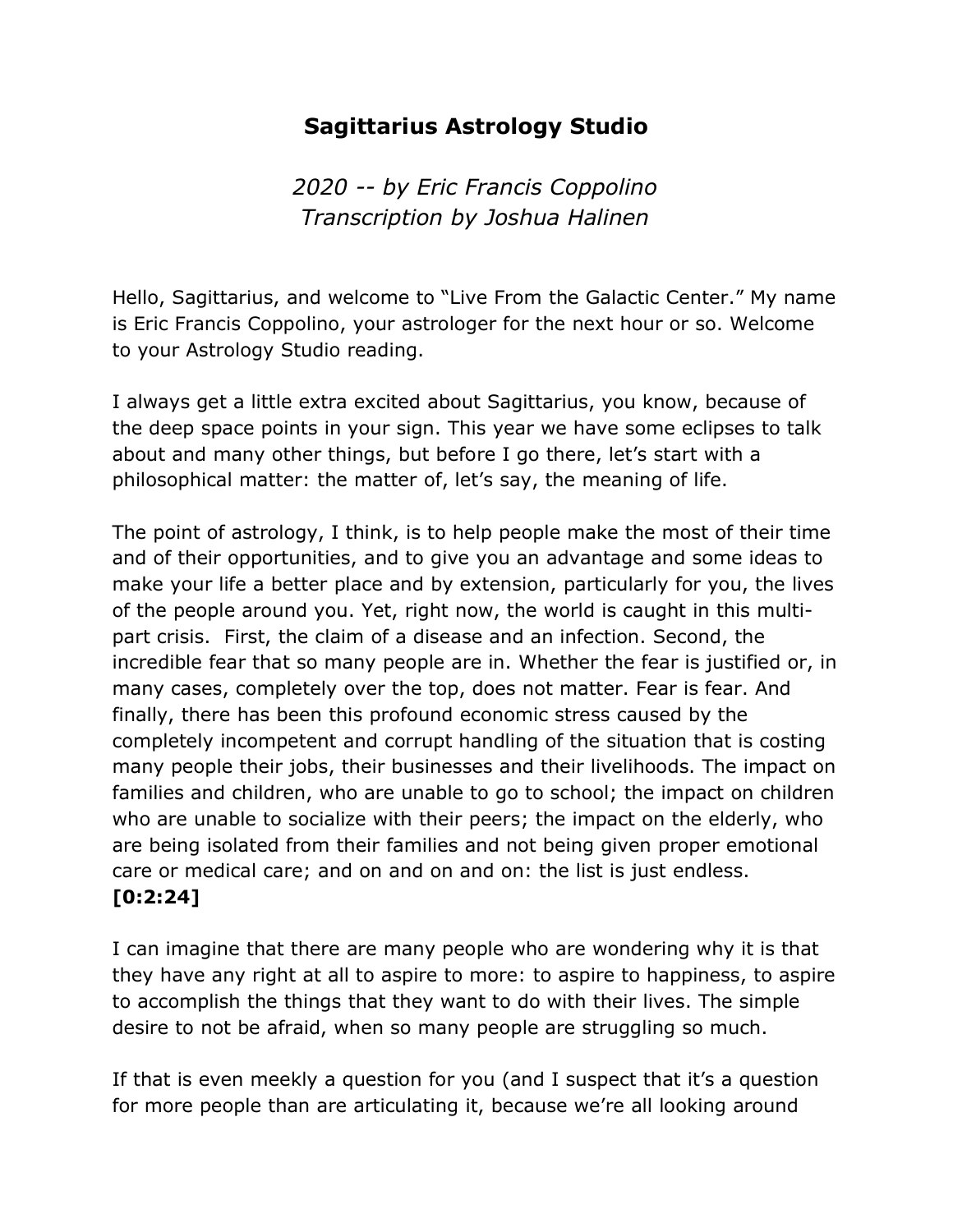# Sagittarius Astrology Studio

*2020 -- by Eric Francis Coppolino*
*Transcription by Joshua Halinen*

Hello, Sagittarius, and welcome to "Live From the Galactic Center." My name is Eric Francis Coppolino, your astrologer for the next hour or so. Welcome to your Astrology Studio reading.

I always get a little extra excited about Sagittarius, you know, because of the deep space points in your sign. This year we have some eclipses to talk about and many other things, but before I go there, let's start with a philosophical matter: the matter of, let's say, the meaning of life.

The point of astrology, I think, is to help people make the most of their time and of their opportunities, and to give you an advantage and some ideas to make your life a better place and by extension, particularly for you, the lives of the people around you. Yet, right now, the world is caught in this multi-part crisis. First, the claim of a disease and an infection. Second, the incredible fear that so many people are in. Whether the fear is justified or, in many cases, completely over the top, does not matter. Fear is fear. And finally, there has been this profound economic stress caused by the completely incompetent and corrupt handling of the situation that is costing many people their jobs, their businesses and their livelihoods. The impact on families and children, who are unable to go to school; the impact on children who are unable to socialize with their peers; the impact on the elderly, who are being isolated from their families and not being given proper emotional care or medical care; and on and on and on: the list is just endless. **[0:2:24]**

I can imagine that there are many people who are wondering why it is that they have any right at all to aspire to more: to aspire to happiness, to aspire to accomplish the things that they want to do with their lives. The simple desire to not be afraid, when so many people are struggling so much.

If that is even meekly a question for you (and I suspect that it's a question for more people than are articulating it, because we're all looking around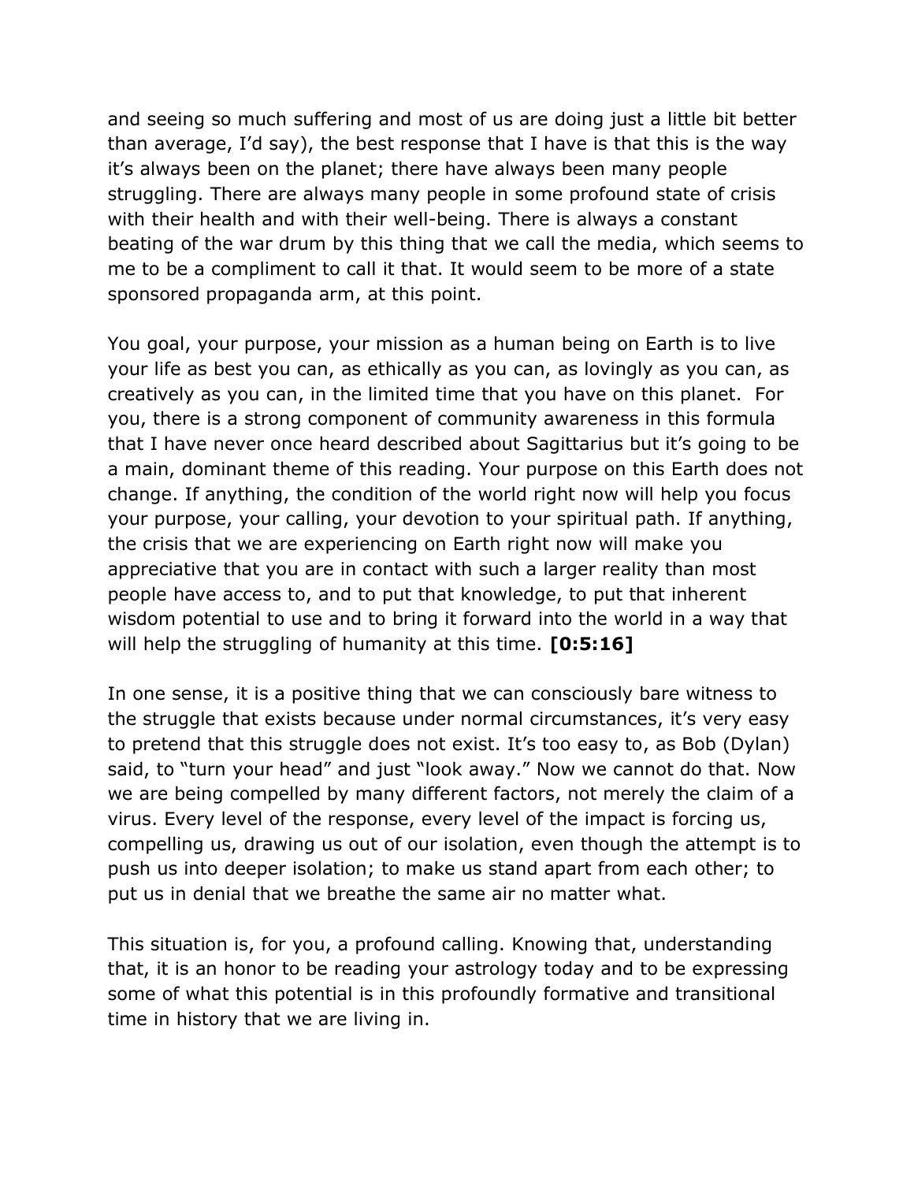and seeing so much suffering and most of us are doing just a little bit better than average, I'd say), the best response that I have is that this is the way it's always been on the planet; there have always been many people struggling. There are always many people in some profound state of crisis with their health and with their well-being. There is always a constant beating of the war drum by this thing that we call the media, which seems to me to be a compliment to call it that. It would seem to be more of a state sponsored propaganda arm, at this point.

You goal, your purpose, your mission as a human being on Earth is to live your life as best you can, as ethically as you can, as lovingly as you can, as creatively as you can, in the limited time that you have on this planet. For you, there is a strong component of community awareness in this formula that I have never once heard described about Sagittarius but it's going to be a main, dominant theme of this reading. Your purpose on this Earth does not change. If anything, the condition of the world right now will help you focus your purpose, your calling, your devotion to your spiritual path. If anything, the crisis that we are experiencing on Earth right now will make you appreciative that you are in contact with such a larger reality than most people have access to, and to put that knowledge, to put that inherent wisdom potential to use and to bring it forward into the world in a way that will help the struggling of humanity at this time. **[0:5:16]**

In one sense, it is a positive thing that we can consciously bare witness to the struggle that exists because under normal circumstances, it's very easy to pretend that this struggle does not exist. It's too easy to, as Bob (Dylan) said, to "turn your head" and just "look away." Now we cannot do that. Now we are being compelled by many different factors, not merely the claim of a virus. Every level of the response, every level of the impact is forcing us, compelling us, drawing us out of our isolation, even though the attempt is to push us into deeper isolation; to make us stand apart from each other; to put us in denial that we breathe the same air no matter what.

This situation is, for you, a profound calling. Knowing that, understanding that, it is an honor to be reading your astrology today and to be expressing some of what this potential is in this profoundly formative and transitional time in history that we are living in.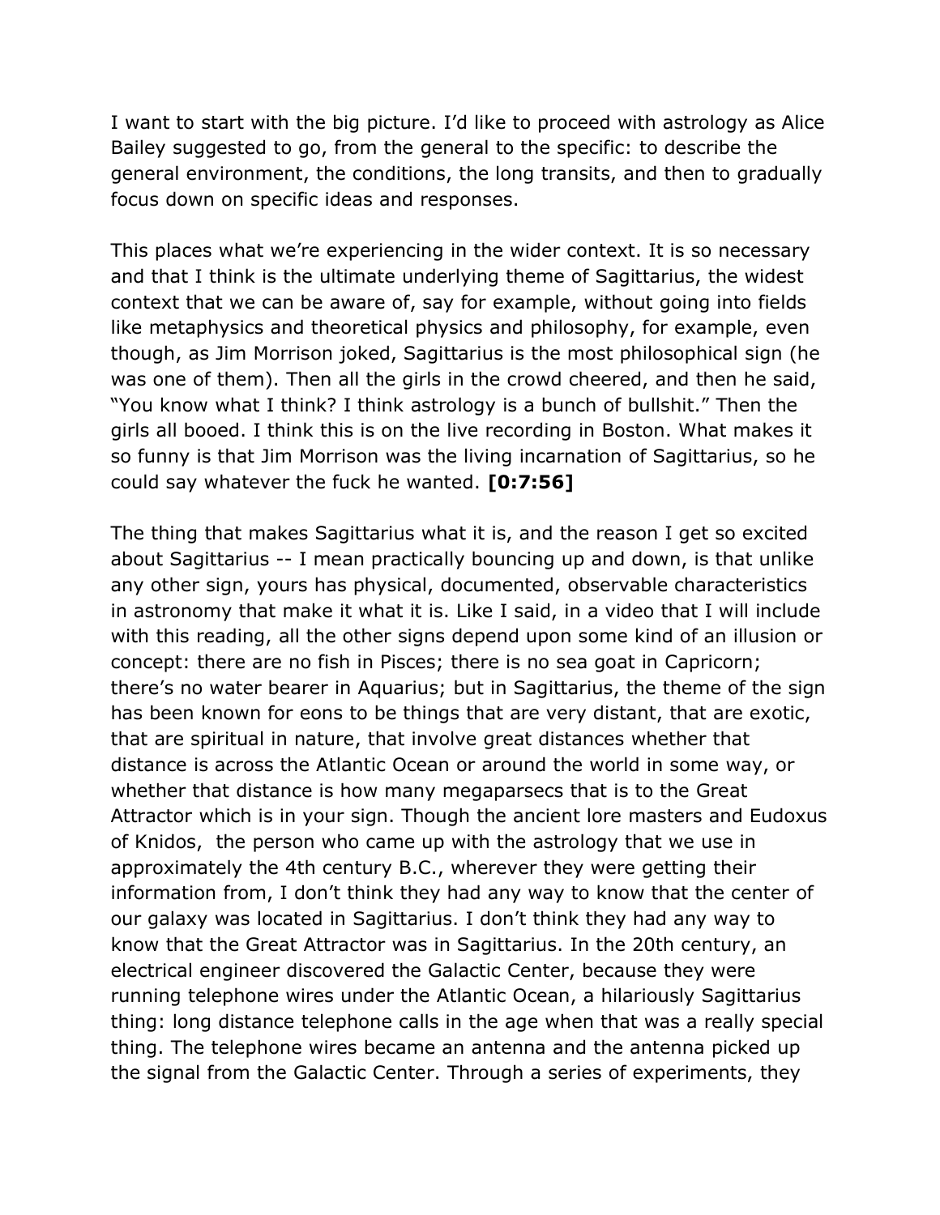I want to start with the big picture. I'd like to proceed with astrology as Alice Bailey suggested to go, from the general to the specific: to describe the general environment, the conditions, the long transits, and then to gradually focus down on specific ideas and responses.

This places what we're experiencing in the wider context. It is so necessary and that I think is the ultimate underlying theme of Sagittarius, the widest context that we can be aware of, say for example, without going into fields like metaphysics and theoretical physics and philosophy, for example, even though, as Jim Morrison joked, Sagittarius is the most philosophical sign (he was one of them). Then all the girls in the crowd cheered, and then he said, "You know what I think? I think astrology is a bunch of bullshit." Then the girls all booed. I think this is on the live recording in Boston. What makes it so funny is that Jim Morrison was the living incarnation of Sagittarius, so he could say whatever the fuck he wanted. **[0:7:56]**

The thing that makes Sagittarius what it is, and the reason I get so excited about Sagittarius -- I mean practically bouncing up and down, is that unlike any other sign, yours has physical, documented, observable characteristics in astronomy that make it what it is. Like I said, in a video that I will include with this reading, all the other signs depend upon some kind of an illusion or concept: there are no fish in Pisces; there is no sea goat in Capricorn; there's no water bearer in Aquarius; but in Sagittarius, the theme of the sign has been known for eons to be things that are very distant, that are exotic, that are spiritual in nature, that involve great distances whether that distance is across the Atlantic Ocean or around the world in some way, or whether that distance is how many megaparsecs that is to the Great Attractor which is in your sign. Though the ancient lore masters and Eudoxus of Knidos, the person who came up with the astrology that we use in approximately the 4th century B.C., wherever they were getting their information from, I don't think they had any way to know that the center of our galaxy was located in Sagittarius. I don't think they had any way to know that the Great Attractor was in Sagittarius. In the 20th century, an electrical engineer discovered the Galactic Center, because they were running telephone wires under the Atlantic Ocean, a hilariously Sagittarius thing: long distance telephone calls in the age when that was a really special thing. The telephone wires became an antenna and the antenna picked up the signal from the Galactic Center. Through a series of experiments, they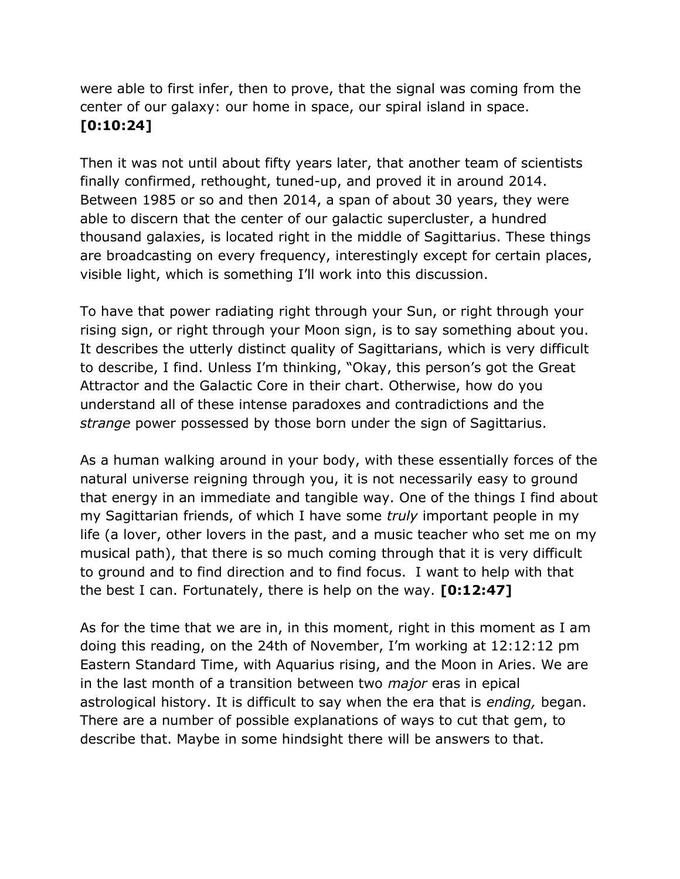were able to first infer, then to prove, that the signal was coming from the center of our galaxy: our home in space, our spiral island in space. **[0:10:24]**

Then it was not until about fifty years later, that another team of scientists finally confirmed, rethought, tuned-up, and proved it in around 2014. Between 1985 or so and then 2014, a span of about 30 years, they were able to discern that the center of our galactic supercluster, a hundred thousand galaxies, is located right in the middle of Sagittarius. These things are broadcasting on every frequency, interestingly except for certain places, visible light, which is something I'll work into this discussion.

To have that power radiating right through your Sun, or right through your rising sign, or right through your Moon sign, is to say something about you. It describes the utterly distinct quality of Sagittarians, which is very difficult to describe, I find. Unless I'm thinking, "Okay, this person's got the Great Attractor and the Galactic Core in their chart. Otherwise, how do you understand all of these intense paradoxes and contradictions and the *strange* power possessed by those born under the sign of Sagittarius.

As a human walking around in your body, with these essentially forces of the natural universe reigning through you, it is not necessarily easy to ground that energy in an immediate and tangible way. One of the things I find about my Sagittarian friends, of which I have some *truly* important people in my life (a lover, other lovers in the past, and a music teacher who set me on my musical path), that there is so much coming through that it is very difficult to ground and to find direction and to find focus. I want to help with that the best I can. Fortunately, there is help on the way. **[0:12:47]**

As for the time that we are in, in this moment, right in this moment as I am doing this reading, on the 24th of November, I'm working at 12:12:12 pm Eastern Standard Time, with Aquarius rising, and the Moon in Aries. We are in the last month of a transition between two *major* eras in epical astrological history. It is difficult to say when the era that is *ending,* began. There are a number of possible explanations of ways to cut that gem, to describe that. Maybe in some hindsight there will be answers to that.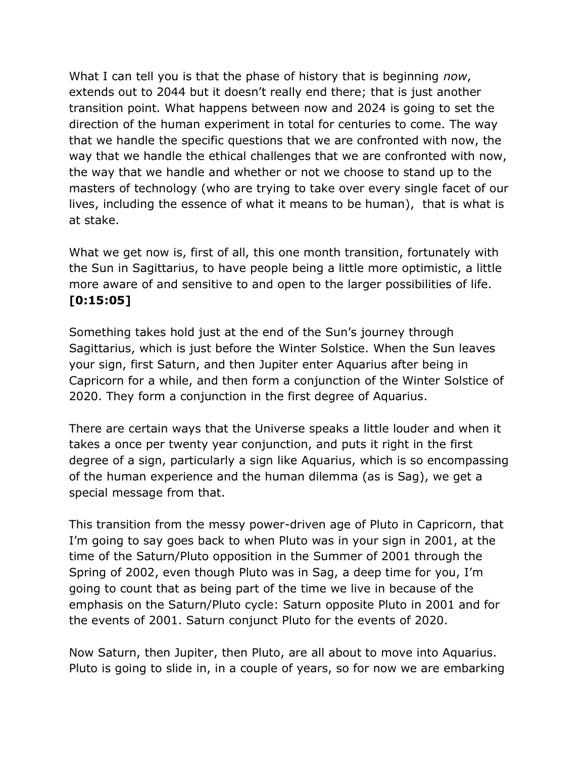What I can tell you is that the phase of history that is beginning *now*, extends out to 2044 but it doesn't really end there; that is just another transition point. What happens between now and 2024 is going to set the direction of the human experiment in total for centuries to come. The way that we handle the specific questions that we are confronted with now, the way that we handle the ethical challenges that we are confronted with now, the way that we handle and whether or not we choose to stand up to the masters of technology (who are trying to take over every single facet of our lives, including the essence of what it means to be human), that is what is at stake.

What we get now is, first of all, this one month transition, fortunately with the Sun in Sagittarius, to have people being a little more optimistic, a little more aware of and sensitive to and open to the larger possibilities of life. **[0:15:05]**

Something takes hold just at the end of the Sun's journey through Sagittarius, which is just before the Winter Solstice. When the Sun leaves your sign, first Saturn, and then Jupiter enter Aquarius after being in Capricorn for a while, and then form a conjunction of the Winter Solstice of 2020. They form a conjunction in the first degree of Aquarius.

There are certain ways that the Universe speaks a little louder and when it takes a once per twenty year conjunction, and puts it right in the first degree of a sign, particularly a sign like Aquarius, which is so encompassing of the human experience and the human dilemma (as is Sag), we get a special message from that.

This transition from the messy power-driven age of Pluto in Capricorn, that I'm going to say goes back to when Pluto was in your sign in 2001, at the time of the Saturn/Pluto opposition in the Summer of 2001 through the Spring of 2002, even though Pluto was in Sag, a deep time for you, I'm going to count that as being part of the time we live in because of the emphasis on the Saturn/Pluto cycle: Saturn opposite Pluto in 2001 and for the events of 2001. Saturn conjunct Pluto for the events of 2020.

Now Saturn, then Jupiter, then Pluto, are all about to move into Aquarius. Pluto is going to slide in, in a couple of years, so for now we are embarking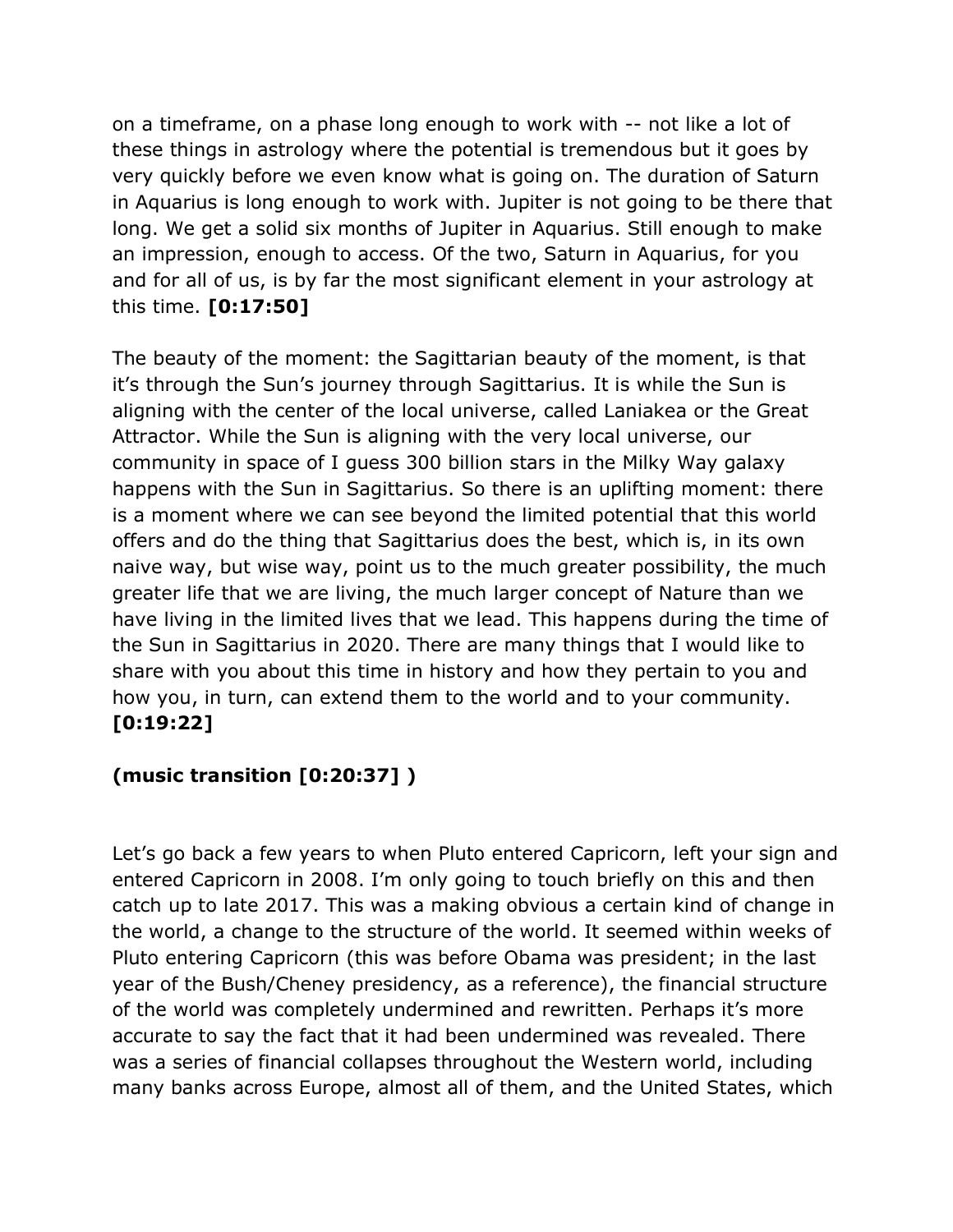on a timeframe, on a phase long enough to work with -- not like a lot of these things in astrology where the potential is tremendous but it goes by very quickly before we even know what is going on. The duration of Saturn in Aquarius is long enough to work with. Jupiter is not going to be there that long. We get a solid six months of Jupiter in Aquarius. Still enough to make an impression, enough to access. Of the two, Saturn in Aquarius, for you and for all of us, is by far the most significant element in your astrology at this time. **[0:17:50]**

The beauty of the moment: the Sagittarian beauty of the moment, is that it's through the Sun's journey through Sagittarius. It is while the Sun is aligning with the center of the local universe, called Laniakea or the Great Attractor. While the Sun is aligning with the very local universe, our community in space of I guess 300 billion stars in the Milky Way galaxy happens with the Sun in Sagittarius. So there is an uplifting moment: there is a moment where we can see beyond the limited potential that this world offers and do the thing that Sagittarius does the best, which is, in its own naive way, but wise way, point us to the much greater possibility, the much greater life that we are living, the much larger concept of Nature than we have living in the limited lives that we lead. This happens during the time of the Sun in Sagittarius in 2020. There are many things that I would like to share with you about this time in history and how they pertain to you and how you, in turn, can extend them to the world and to your community. **[0:19:22]**

**(music transition [0:20:37] )**

Let's go back a few years to when Pluto entered Capricorn, left your sign and entered Capricorn in 2008. I'm only going to touch briefly on this and then catch up to late 2017. This was a making obvious a certain kind of change in the world, a change to the structure of the world. It seemed within weeks of Pluto entering Capricorn (this was before Obama was president; in the last year of the Bush/Cheney presidency, as a reference), the financial structure of the world was completely undermined and rewritten. Perhaps it's more accurate to say the fact that it had been undermined was revealed. There was a series of financial collapses throughout the Western world, including many banks across Europe, almost all of them, and the United States, which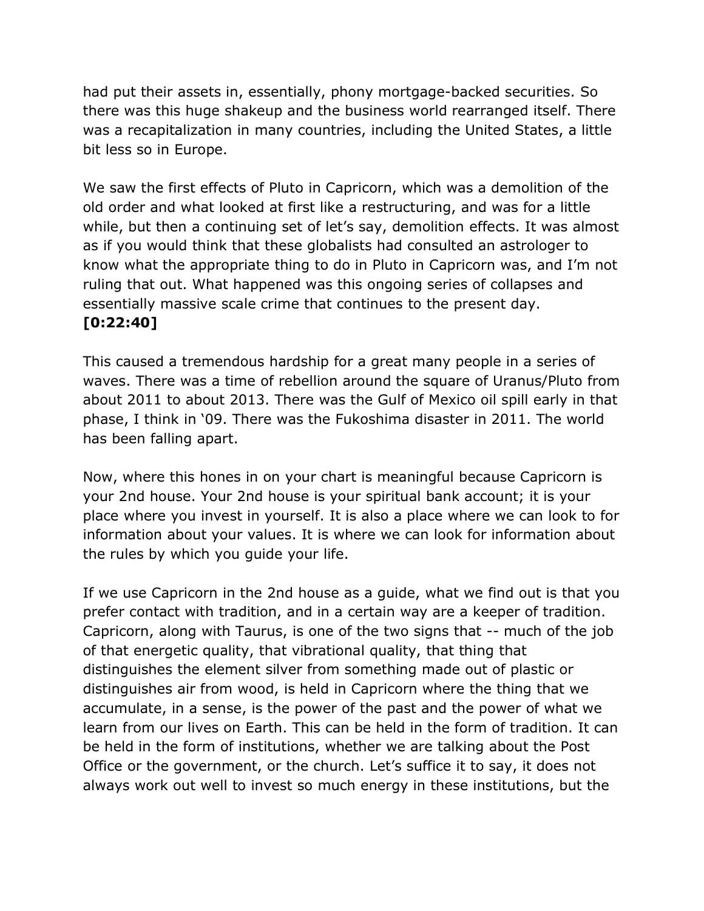had put their assets in, essentially, phony mortgage-backed securities. So there was this huge shakeup and the business world rearranged itself. There was a recapitalization in many countries, including the United States, a little bit less so in Europe.

We saw the first effects of Pluto in Capricorn, which was a demolition of the old order and what looked at first like a restructuring, and was for a little while, but then a continuing set of let's say, demolition effects. It was almost as if you would think that these globalists had consulted an astrologer to know what the appropriate thing to do in Pluto in Capricorn was, and I'm not ruling that out. What happened was this ongoing series of collapses and essentially massive scale crime that continues to the present day.
**[0:22:40]**

This caused a tremendous hardship for a great many people in a series of waves. There was a time of rebellion around the square of Uranus/Pluto from about 2011 to about 2013. There was the Gulf of Mexico oil spill early in that phase, I think in '09. There was the Fukoshima disaster in 2011. The world has been falling apart.

Now, where this hones in on your chart is meaningful because Capricorn is your 2nd house. Your 2nd house is your spiritual bank account; it is your place where you invest in yourself. It is also a place where we can look to for information about your values. It is where we can look for information about the rules by which you guide your life.

If we use Capricorn in the 2nd house as a guide, what we find out is that you prefer contact with tradition, and in a certain way are a keeper of tradition. Capricorn, along with Taurus, is one of the two signs that -- much of the job of that energetic quality, that vibrational quality, that thing that distinguishes the element silver from something made out of plastic or distinguishes air from wood, is held in Capricorn where the thing that we accumulate, in a sense, is the power of the past and the power of what we learn from our lives on Earth. This can be held in the form of tradition. It can be held in the form of institutions, whether we are talking about the Post Office or the government, or the church. Let's suffice it to say, it does not always work out well to invest so much energy in these institutions, but the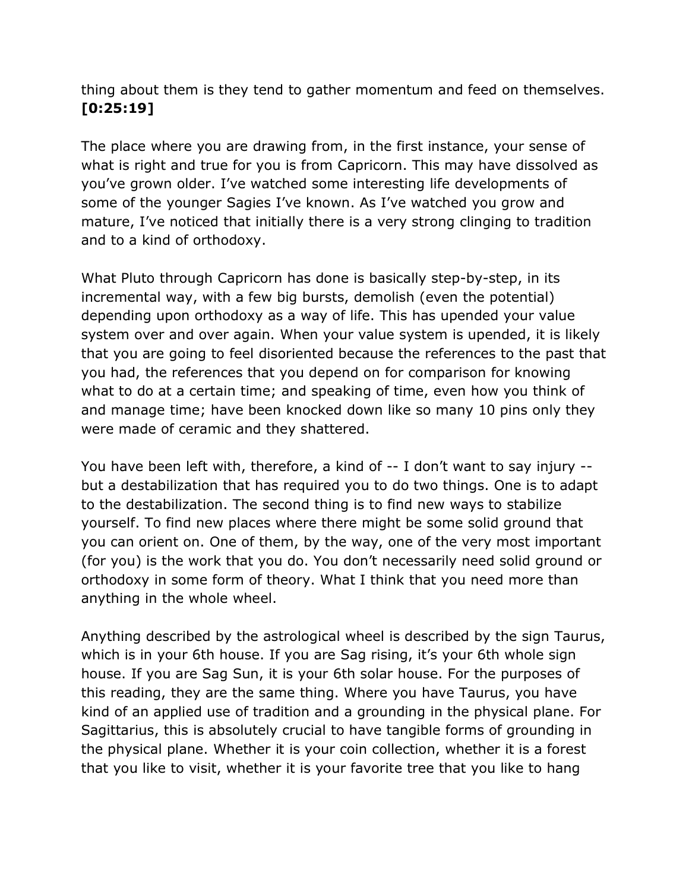thing about them is they tend to gather momentum and feed on themselves. **[0:25:19]**

The place where you are drawing from, in the first instance, your sense of what is right and true for you is from Capricorn. This may have dissolved as you've grown older. I've watched some interesting life developments of some of the younger Sagies I've known. As I've watched you grow and mature, I've noticed that initially there is a very strong clinging to tradition and to a kind of orthodoxy.

What Pluto through Capricorn has done is basically step-by-step, in its incremental way, with a few big bursts, demolish (even the potential) depending upon orthodoxy as a way of life. This has upended your value system over and over again. When your value system is upended, it is likely that you are going to feel disoriented because the references to the past that you had, the references that you depend on for comparison for knowing what to do at a certain time; and speaking of time, even how you think of and manage time; have been knocked down like so many 10 pins only they were made of ceramic and they shattered.

You have been left with, therefore, a kind of -- I don't want to say injury -- but a destabilization that has required you to do two things. One is to adapt to the destabilization. The second thing is to find new ways to stabilize yourself. To find new places where there might be some solid ground that you can orient on. One of them, by the way, one of the very most important (for you) is the work that you do. You don't necessarily need solid ground or orthodoxy in some form of theory. What I think that you need more than anything in the whole wheel.

Anything described by the astrological wheel is described by the sign Taurus, which is in your 6th house. If you are Sag rising, it's your 6th whole sign house. If you are Sag Sun, it is your 6th solar house. For the purposes of this reading, they are the same thing. Where you have Taurus, you have kind of an applied use of tradition and a grounding in the physical plane. For Sagittarius, this is absolutely crucial to have tangible forms of grounding in the physical plane. Whether it is your coin collection, whether it is a forest that you like to visit, whether it is your favorite tree that you like to hang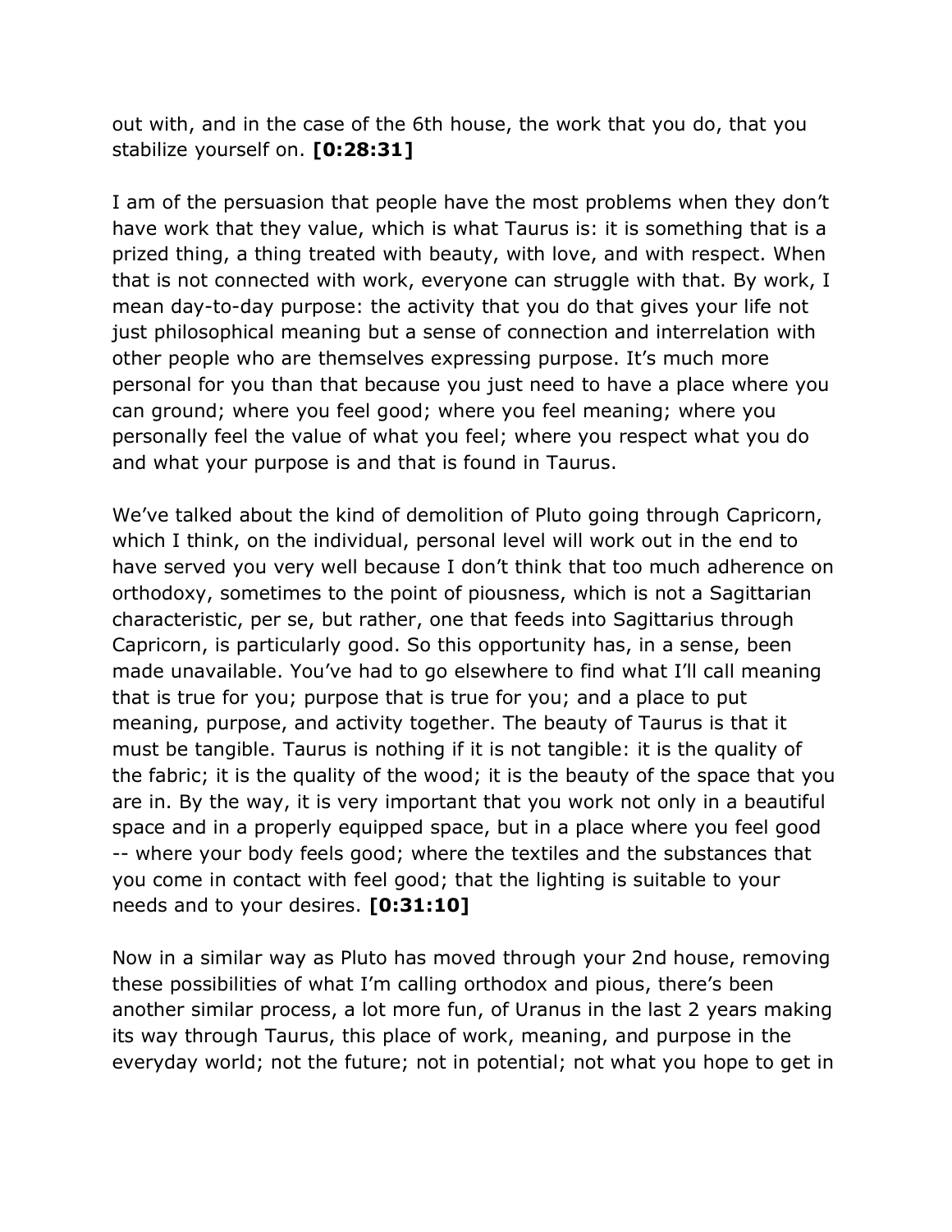out with, and in the case of the 6th house, the work that you do, that you stabilize yourself on. **[0:28:31]**

I am of the persuasion that people have the most problems when they don't have work that they value, which is what Taurus is: it is something that is a prized thing, a thing treated with beauty, with love, and with respect. When that is not connected with work, everyone can struggle with that. By work, I mean day-to-day purpose: the activity that you do that gives your life not just philosophical meaning but a sense of connection and interrelation with other people who are themselves expressing purpose. It's much more personal for you than that because you just need to have a place where you can ground; where you feel good; where you feel meaning; where you personally feel the value of what you feel; where you respect what you do and what your purpose is and that is found in Taurus.

We've talked about the kind of demolition of Pluto going through Capricorn, which I think, on the individual, personal level will work out in the end to have served you very well because I don't think that too much adherence on orthodoxy, sometimes to the point of piousness, which is not a Sagittarian characteristic, per se, but rather, one that feeds into Sagittarius through Capricorn, is particularly good. So this opportunity has, in a sense, been made unavailable. You've had to go elsewhere to find what I'll call meaning that is true for you; purpose that is true for you; and a place to put meaning, purpose, and activity together. The beauty of Taurus is that it must be tangible. Taurus is nothing if it is not tangible: it is the quality of the fabric; it is the quality of the wood; it is the beauty of the space that you are in. By the way, it is very important that you work not only in a beautiful space and in a properly equipped space, but in a place where you feel good -- where your body feels good; where the textiles and the substances that you come in contact with feel good; that the lighting is suitable to your needs and to your desires. **[0:31:10]**

Now in a similar way as Pluto has moved through your 2nd house, removing these possibilities of what I'm calling orthodox and pious, there's been another similar process, a lot more fun, of Uranus in the last 2 years making its way through Taurus, this place of work, meaning, and purpose in the everyday world; not the future; not in potential; not what you hope to get in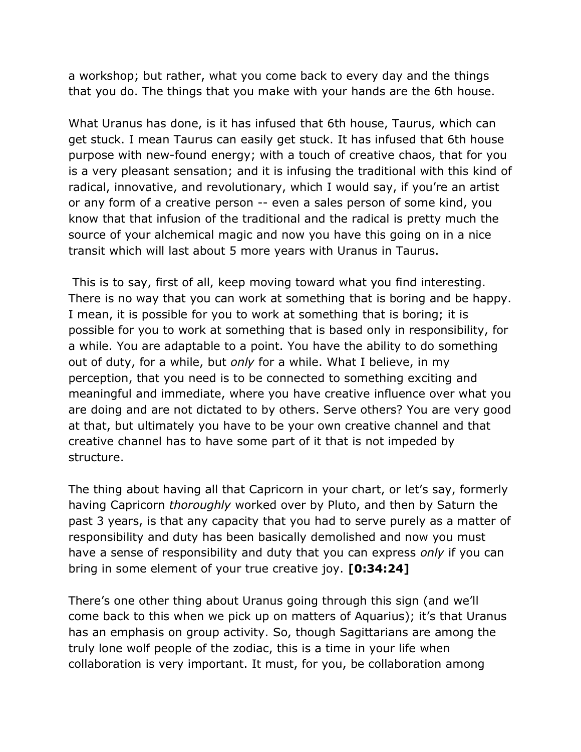a workshop; but rather, what you come back to every day and the things that you do. The things that you make with your hands are the 6th house.

What Uranus has done, is it has infused that 6th house, Taurus, which can get stuck. I mean Taurus can easily get stuck. It has infused that 6th house purpose with new-found energy; with a touch of creative chaos, that for you is a very pleasant sensation; and it is infusing the traditional with this kind of radical, innovative, and revolutionary, which I would say, if you're an artist or any form of a creative person -- even a sales person of some kind, you know that that infusion of the traditional and the radical is pretty much the source of your alchemical magic and now you have this going on in a nice transit which will last about 5 more years with Uranus in Taurus.

This is to say, first of all, keep moving toward what you find interesting. There is no way that you can work at something that is boring and be happy. I mean, it is possible for you to work at something that is boring; it is possible for you to work at something that is based only in responsibility, for a while. You are adaptable to a point. You have the ability to do something out of duty, for a while, but *only* for a while. What I believe, in my perception, that you need is to be connected to something exciting and meaningful and immediate, where you have creative influence over what you are doing and are not dictated to by others. Serve others? You are very good at that, but ultimately you have to be your own creative channel and that creative channel has to have some part of it that is not impeded by structure.

The thing about having all that Capricorn in your chart, or let's say, formerly having Capricorn *thoroughly* worked over by Pluto, and then by Saturn the past 3 years, is that any capacity that you had to serve purely as a matter of responsibility and duty has been basically demolished and now you must have a sense of responsibility and duty that you can express *only* if you can bring in some element of your true creative joy. **[0:34:24]**

There's one other thing about Uranus going through this sign (and we'll come back to this when we pick up on matters of Aquarius); it's that Uranus has an emphasis on group activity. So, though Sagittarians are among the truly lone wolf people of the zodiac, this is a time in your life when collaboration is very important. It must, for you, be collaboration among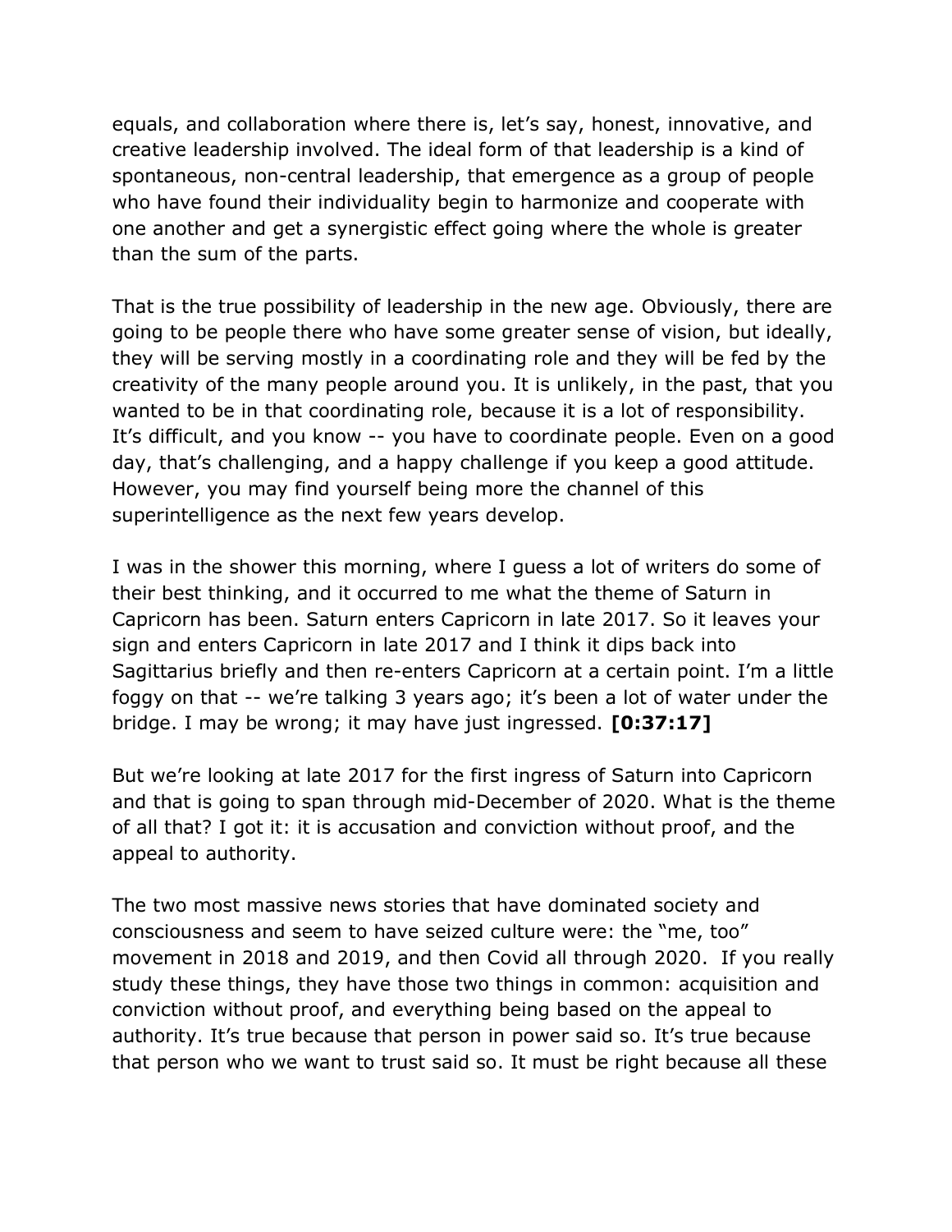equals, and collaboration where there is, let's say, honest, innovative, and creative leadership involved. The ideal form of that leadership is a kind of spontaneous, non-central leadership, that emergence as a group of people who have found their individuality begin to harmonize and cooperate with one another and get a synergistic effect going where the whole is greater than the sum of the parts.

That is the true possibility of leadership in the new age. Obviously, there are going to be people there who have some greater sense of vision, but ideally, they will be serving mostly in a coordinating role and they will be fed by the creativity of the many people around you. It is unlikely, in the past, that you wanted to be in that coordinating role, because it is a lot of responsibility. It's difficult, and you know -- you have to coordinate people. Even on a good day, that's challenging, and a happy challenge if you keep a good attitude. However, you may find yourself being more the channel of this superintelligence as the next few years develop.

I was in the shower this morning, where I guess a lot of writers do some of their best thinking, and it occurred to me what the theme of Saturn in Capricorn has been. Saturn enters Capricorn in late 2017. So it leaves your sign and enters Capricorn in late 2017 and I think it dips back into Sagittarius briefly and then re-enters Capricorn at a certain point. I'm a little foggy on that -- we're talking 3 years ago; it's been a lot of water under the bridge. I may be wrong; it may have just ingressed. **[0:37:17]**

But we're looking at late 2017 for the first ingress of Saturn into Capricorn and that is going to span through mid-December of 2020. What is the theme of all that? I got it: it is accusation and conviction without proof, and the appeal to authority.

The two most massive news stories that have dominated society and consciousness and seem to have seized culture were: the "me, too" movement in 2018 and 2019, and then Covid all through 2020. If you really study these things, they have those two things in common: acquisition and conviction without proof, and everything being based on the appeal to authority. It's true because that person in power said so. It's true because that person who we want to trust said so. It must be right because all these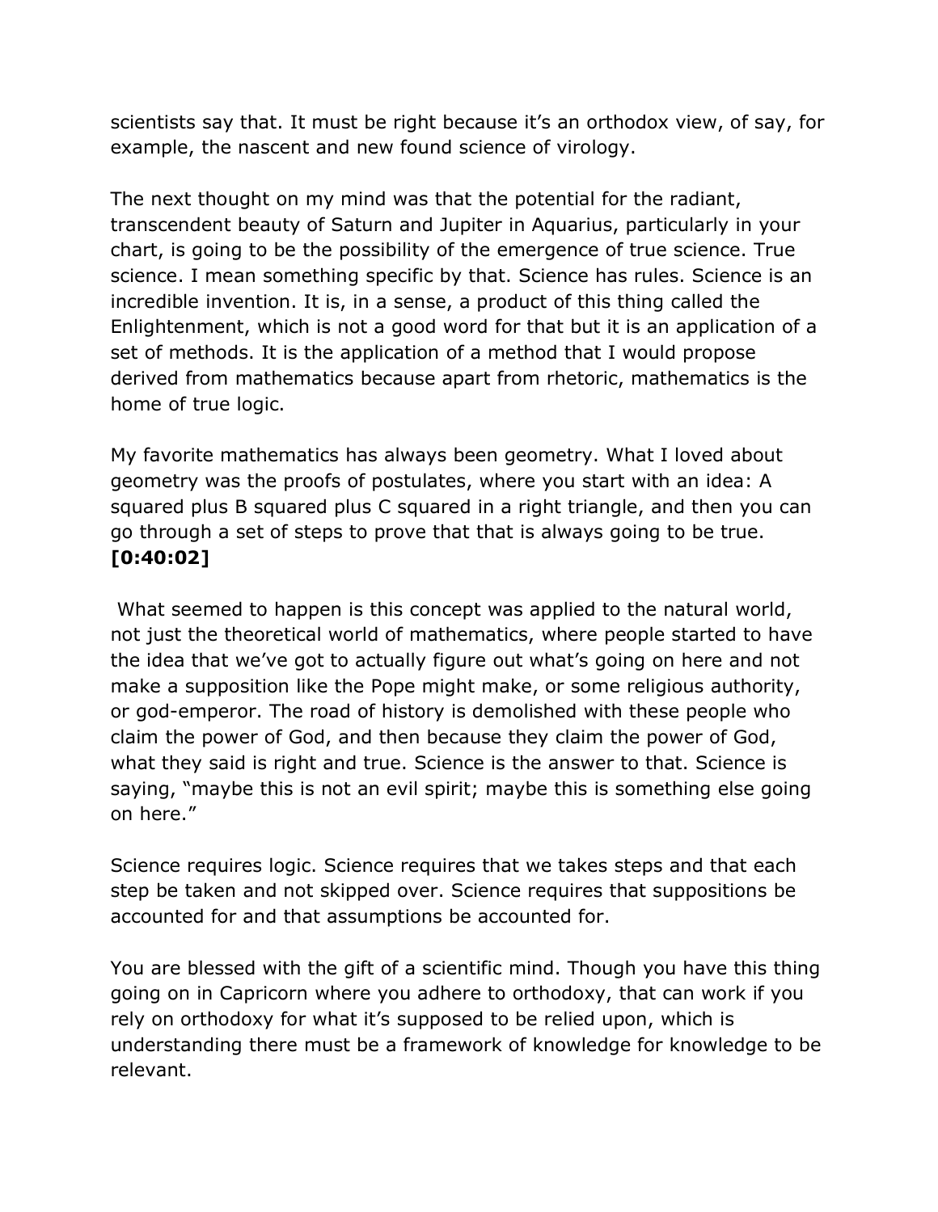scientists say that. It must be right because it's an orthodox view, of say, for example, the nascent and new found science of virology.

The next thought on my mind was that the potential for the radiant, transcendent beauty of Saturn and Jupiter in Aquarius, particularly in your chart, is going to be the possibility of the emergence of true science. True science. I mean something specific by that. Science has rules. Science is an incredible invention. It is, in a sense, a product of this thing called the Enlightenment, which is not a good word for that but it is an application of a set of methods. It is the application of a method that I would propose derived from mathematics because apart from rhetoric, mathematics is the home of true logic.

My favorite mathematics has always been geometry. What I loved about geometry was the proofs of postulates, where you start with an idea: A squared plus B squared plus C squared in a right triangle, and then you can go through a set of steps to prove that that is always going to be true. **[0:40:02]**

What seemed to happen is this concept was applied to the natural world, not just the theoretical world of mathematics, where people started to have the idea that we've got to actually figure out what's going on here and not make a supposition like the Pope might make, or some religious authority, or god-emperor. The road of history is demolished with these people who claim the power of God, and then because they claim the power of God, what they said is right and true. Science is the answer to that. Science is saying, "maybe this is not an evil spirit; maybe this is something else going on here."

Science requires logic. Science requires that we takes steps and that each step be taken and not skipped over. Science requires that suppositions be accounted for and that assumptions be accounted for.

You are blessed with the gift of a scientific mind. Though you have this thing going on in Capricorn where you adhere to orthodoxy, that can work if you rely on orthodoxy for what it's supposed to be relied upon, which is understanding there must be a framework of knowledge for knowledge to be relevant.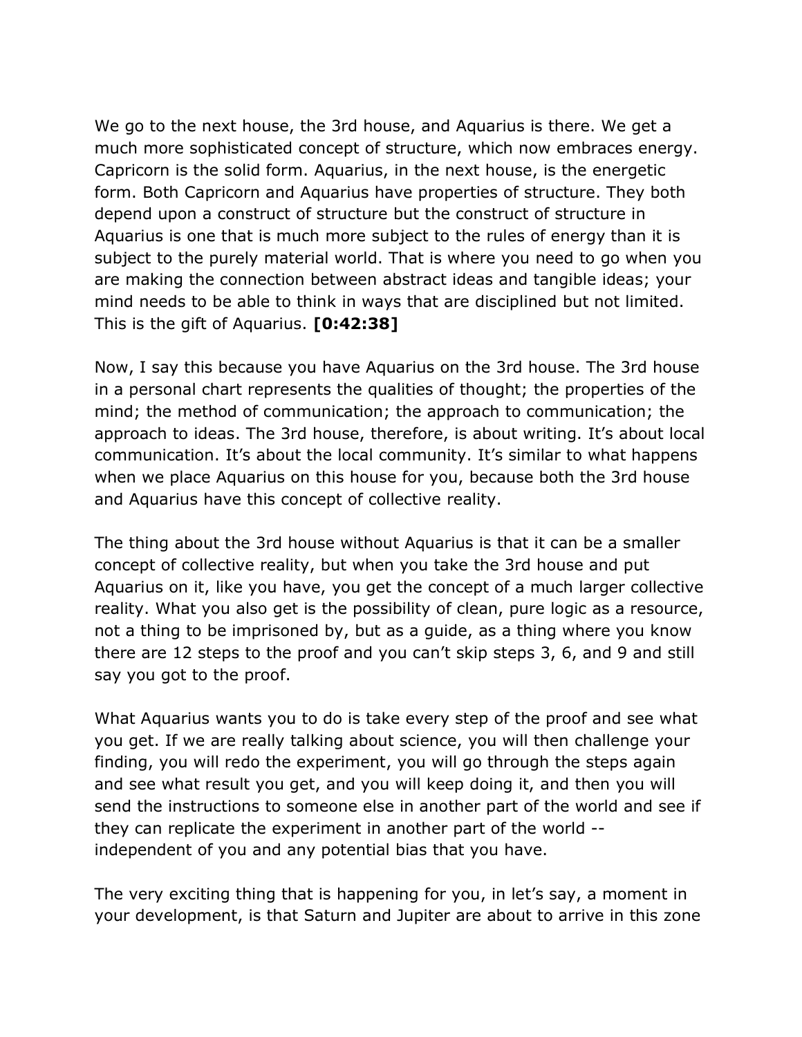We go to the next house, the 3rd house, and Aquarius is there. We get a much more sophisticated concept of structure, which now embraces energy. Capricorn is the solid form. Aquarius, in the next house, is the energetic form. Both Capricorn and Aquarius have properties of structure. They both depend upon a construct of structure but the construct of structure in Aquarius is one that is much more subject to the rules of energy than it is subject to the purely material world. That is where you need to go when you are making the connection between abstract ideas and tangible ideas; your mind needs to be able to think in ways that are disciplined but not limited. This is the gift of Aquarius. **[0:42:38]**

Now, I say this because you have Aquarius on the 3rd house. The 3rd house in a personal chart represents the qualities of thought; the properties of the mind; the method of communication; the approach to communication; the approach to ideas. The 3rd house, therefore, is about writing. It's about local communication. It's about the local community. It's similar to what happens when we place Aquarius on this house for you, because both the 3rd house and Aquarius have this concept of collective reality.

The thing about the 3rd house without Aquarius is that it can be a smaller concept of collective reality, but when you take the 3rd house and put Aquarius on it, like you have, you get the concept of a much larger collective reality. What you also get is the possibility of clean, pure logic as a resource, not a thing to be imprisoned by, but as a guide, as a thing where you know there are 12 steps to the proof and you can't skip steps 3, 6, and 9 and still say you got to the proof.

What Aquarius wants you to do is take every step of the proof and see what you get. If we are really talking about science, you will then challenge your finding, you will redo the experiment, you will go through the steps again and see what result you get, and you will keep doing it, and then you will send the instructions to someone else in another part of the world and see if they can replicate the experiment in another part of the world -- independent of you and any potential bias that you have.

The very exciting thing that is happening for you, in let's say, a moment in your development, is that Saturn and Jupiter are about to arrive in this zone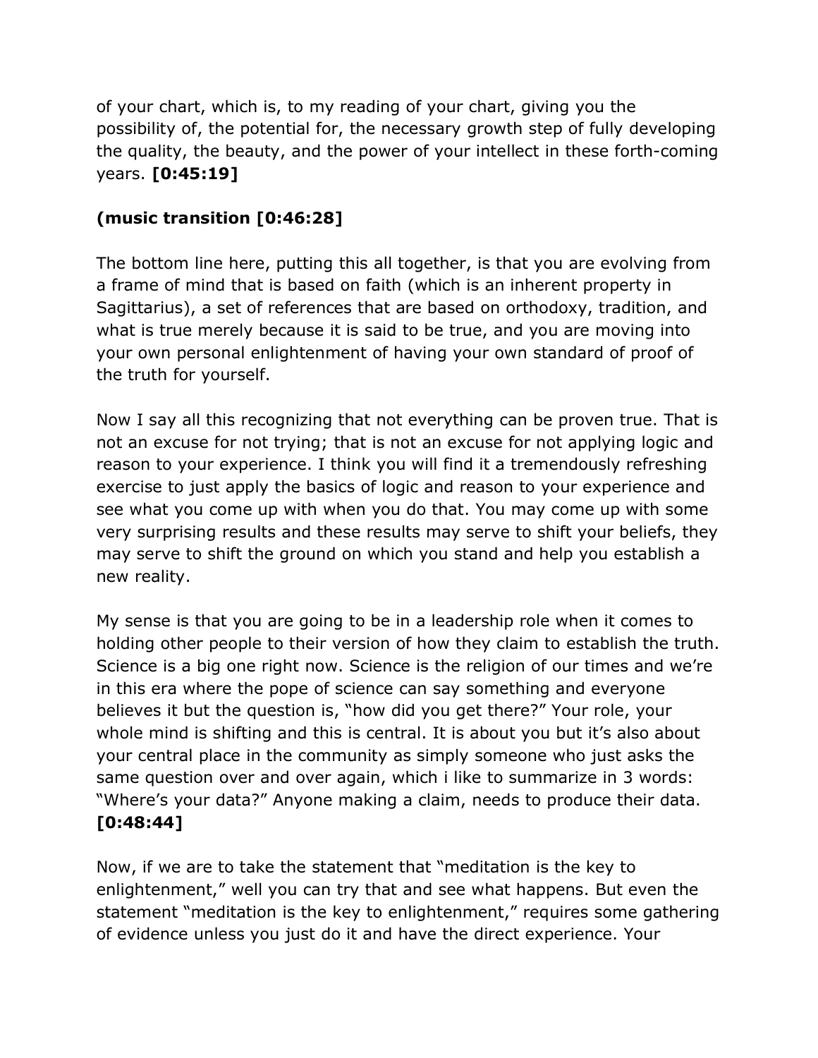of your chart, which is, to my reading of your chart, giving you the possibility of, the potential for, the necessary growth step of fully developing the quality, the beauty, and the power of your intellect in these forth-coming years. **[0:45:19]**

**(music transition [0:46:28]**

The bottom line here, putting this all together, is that you are evolving from a frame of mind that is based on faith (which is an inherent property in Sagittarius), a set of references that are based on orthodoxy, tradition, and what is true merely because it is said to be true, and you are moving into your own personal enlightenment of having your own standard of proof of the truth for yourself.

Now I say all this recognizing that not everything can be proven true. That is not an excuse for not trying; that is not an excuse for not applying logic and reason to your experience. I think you will find it a tremendously refreshing exercise to just apply the basics of logic and reason to your experience and see what you come up with when you do that. You may come up with some very surprising results and these results may serve to shift your beliefs, they may serve to shift the ground on which you stand and help you establish a new reality.

My sense is that you are going to be in a leadership role when it comes to holding other people to their version of how they claim to establish the truth. Science is a big one right now. Science is the religion of our times and we're in this era where the pope of science can say something and everyone believes it but the question is, "how did you get there?" Your role, your whole mind is shifting and this is central. It is about you but it's also about your central place in the community as simply someone who just asks the same question over and over again, which i like to summarize in 3 words: "Where's your data?" Anyone making a claim, needs to produce their data. **[0:48:44]**

Now, if we are to take the statement that "meditation is the key to enlightenment," well you can try that and see what happens. But even the statement "meditation is the key to enlightenment," requires some gathering of evidence unless you just do it and have the direct experience. Your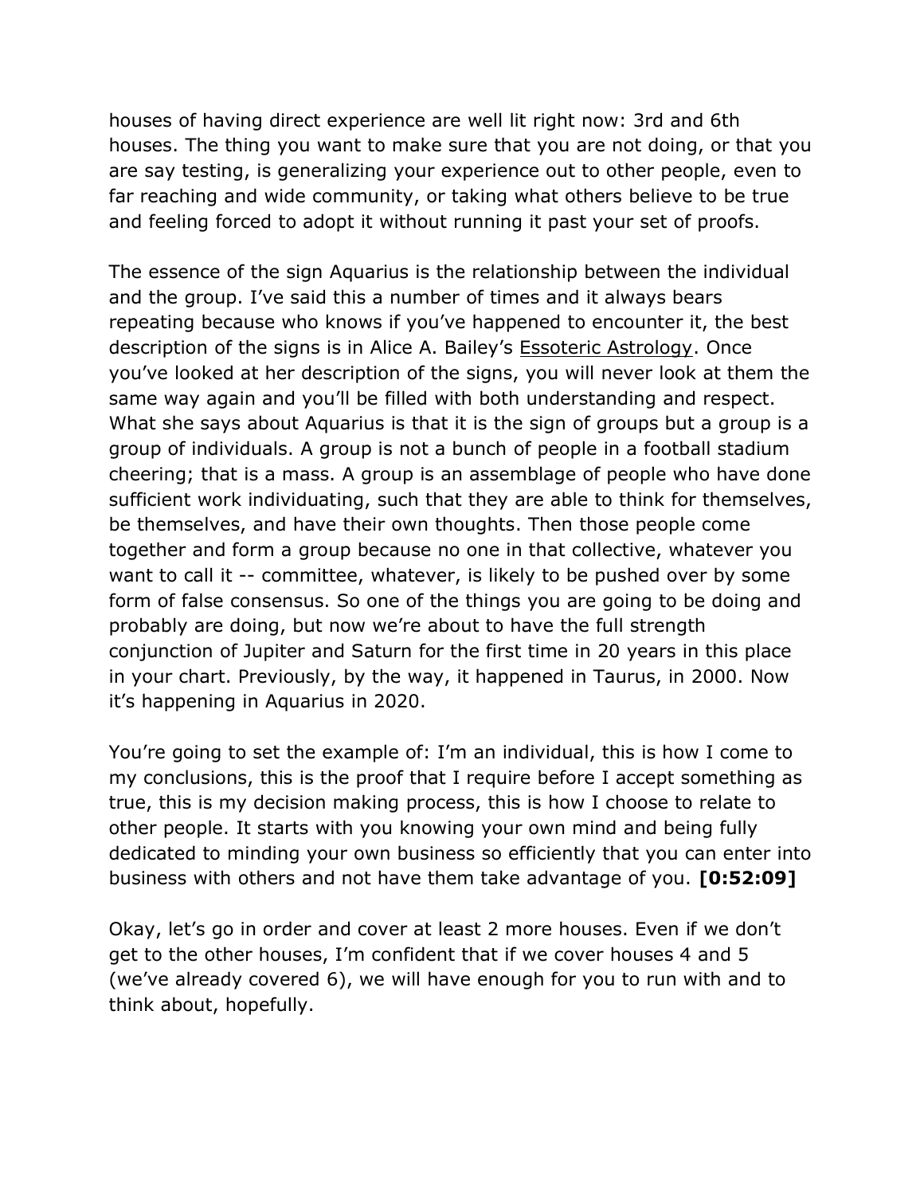houses of having direct experience are well lit right now: 3rd and 6th houses. The thing you want to make sure that you are not doing, or that you are say testing, is generalizing your experience out to other people, even to far reaching and wide community, or taking what others believe to be true and feeling forced to adopt it without running it past your set of proofs.

The essence of the sign Aquarius is the relationship between the individual and the group. I've said this a number of times and it always bears repeating because who knows if you've happened to encounter it, the best description of the signs is in Alice A. Bailey's Essoteric Astrology. Once you've looked at her description of the signs, you will never look at them the same way again and you'll be filled with both understanding and respect. What she says about Aquarius is that it is the sign of groups but a group is a group of individuals. A group is not a bunch of people in a football stadium cheering; that is a mass. A group is an assemblage of people who have done sufficient work individuating, such that they are able to think for themselves, be themselves, and have their own thoughts. Then those people come together and form a group because no one in that collective, whatever you want to call it -- committee, whatever, is likely to be pushed over by some form of false consensus. So one of the things you are going to be doing and probably are doing, but now we're about to have the full strength conjunction of Jupiter and Saturn for the first time in 20 years in this place in your chart. Previously, by the way, it happened in Taurus, in 2000. Now it's happening in Aquarius in 2020.

You're going to set the example of: I'm an individual, this is how I come to my conclusions, this is the proof that I require before I accept something as true, this is my decision making process, this is how I choose to relate to other people. It starts with you knowing your own mind and being fully dedicated to minding your own business so efficiently that you can enter into business with others and not have them take advantage of you. **[0:52:09]**

Okay, let's go in order and cover at least 2 more houses. Even if we don't get to the other houses, I'm confident that if we cover houses 4 and 5 (we've already covered 6), we will have enough for you to run with and to think about, hopefully.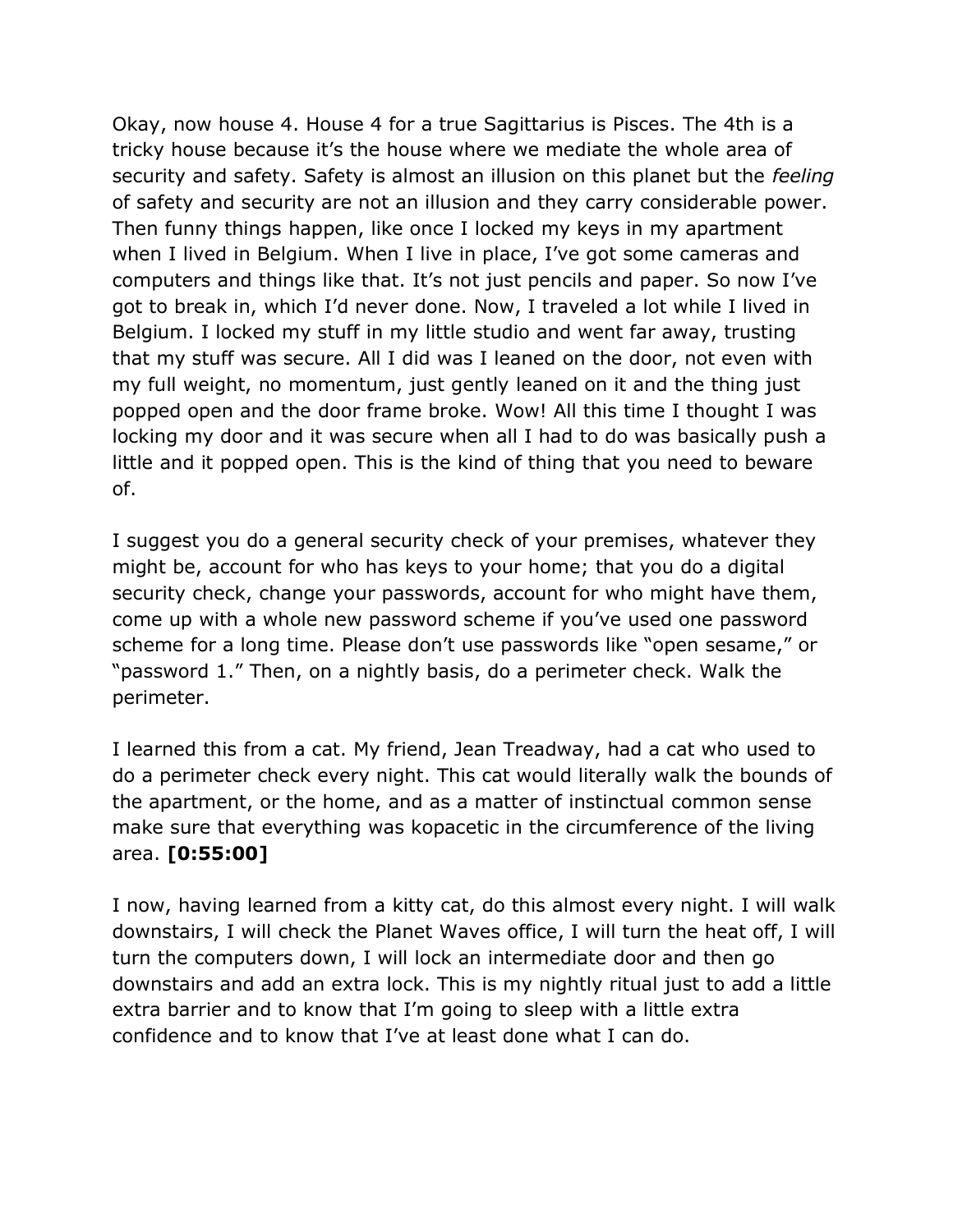Okay, now house 4. House 4 for a true Sagittarius is Pisces. The 4th is a tricky house because it's the house where we mediate the whole area of security and safety. Safety is almost an illusion on this planet but the *feeling* of safety and security are not an illusion and they carry considerable power. Then funny things happen, like once I locked my keys in my apartment when I lived in Belgium. When I live in place, I've got some cameras and computers and things like that. It's not just pencils and paper. So now I've got to break in, which I'd never done. Now, I traveled a lot while I lived in Belgium. I locked my stuff in my little studio and went far away, trusting that my stuff was secure. All I did was I leaned on the door, not even with my full weight, no momentum, just gently leaned on it and the thing just popped open and the door frame broke. Wow! All this time I thought I was locking my door and it was secure when all I had to do was basically push a little and it popped open. This is the kind of thing that you need to beware of.

I suggest you do a general security check of your premises, whatever they might be, account for who has keys to your home; that you do a digital security check, change your passwords, account for who might have them, come up with a whole new password scheme if you've used one password scheme for a long time. Please don't use passwords like "open sesame," or "password 1." Then, on a nightly basis, do a perimeter check. Walk the perimeter.

I learned this from a cat. My friend, Jean Treadway, had a cat who used to do a perimeter check every night. This cat would literally walk the bounds of the apartment, or the home, and as a matter of instinctual common sense make sure that everything was kopacetic in the circumference of the living area. **[0:55:00]**

I now, having learned from a kitty cat, do this almost every night. I will walk downstairs, I will check the Planet Waves office, I will turn the heat off, I will turn the computers down, I will lock an intermediate door and then go downstairs and add an extra lock. This is my nightly ritual just to add a little extra barrier and to know that I'm going to sleep with a little extra confidence and to know that I've at least done what I can do.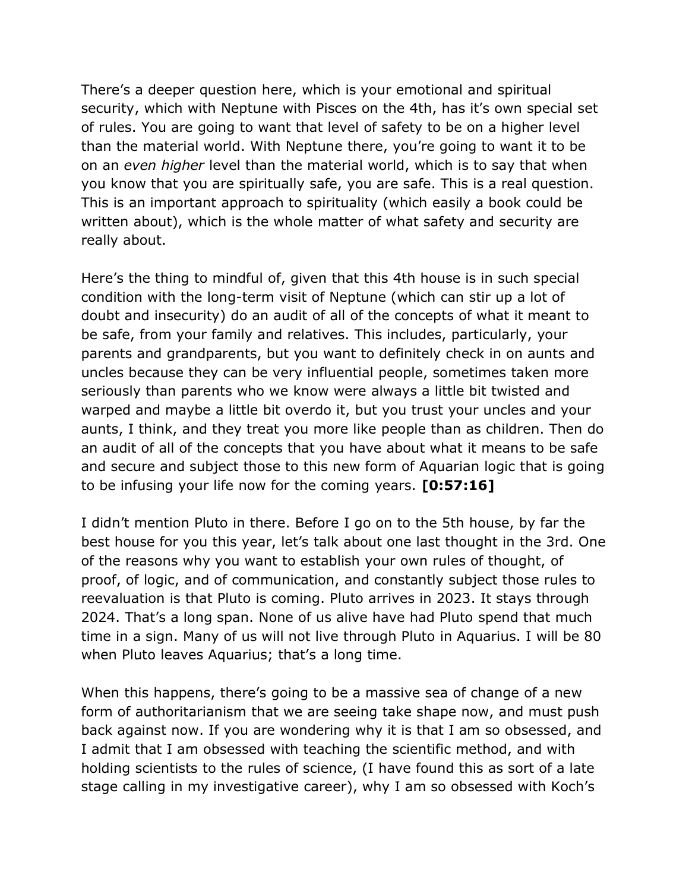There's a deeper question here, which is your emotional and spiritual security, which with Neptune with Pisces on the 4th, has it's own special set of rules. You are going to want that level of safety to be on a higher level than the material world. With Neptune there, you're going to want it to be on an *even higher* level than the material world, which is to say that when you know that you are spiritually safe, you are safe. This is a real question. This is an important approach to spirituality (which easily a book could be written about), which is the whole matter of what safety and security are really about.

Here's the thing to mindful of, given that this 4th house is in such special condition with the long-term visit of Neptune (which can stir up a lot of doubt and insecurity) do an audit of all of the concepts of what it meant to be safe, from your family and relatives. This includes, particularly, your parents and grandparents, but you want to definitely check in on aunts and uncles because they can be very influential people, sometimes taken more seriously than parents who we know were always a little bit twisted and warped and maybe a little bit overdo it, but you trust your uncles and your aunts, I think, and they treat you more like people than as children. Then do an audit of all of the concepts that you have about what it means to be safe and secure and subject those to this new form of Aquarian logic that is going to be infusing your life now for the coming years. **[0:57:16]**

I didn't mention Pluto in there. Before I go on to the 5th house, by far the best house for you this year, let's talk about one last thought in the 3rd. One of the reasons why you want to establish your own rules of thought, of proof, of logic, and of communication, and constantly subject those rules to reevaluation is that Pluto is coming. Pluto arrives in 2023. It stays through 2024. That's a long span. None of us alive have had Pluto spend that much time in a sign. Many of us will not live through Pluto in Aquarius. I will be 80 when Pluto leaves Aquarius; that's a long time.

When this happens, there's going to be a massive sea of change of a new form of authoritarianism that we are seeing take shape now, and must push back against now. If you are wondering why it is that I am so obsessed, and I admit that I am obsessed with teaching the scientific method, and with holding scientists to the rules of science, (I have found this as sort of a late stage calling in my investigative career), why I am so obsessed with Koch's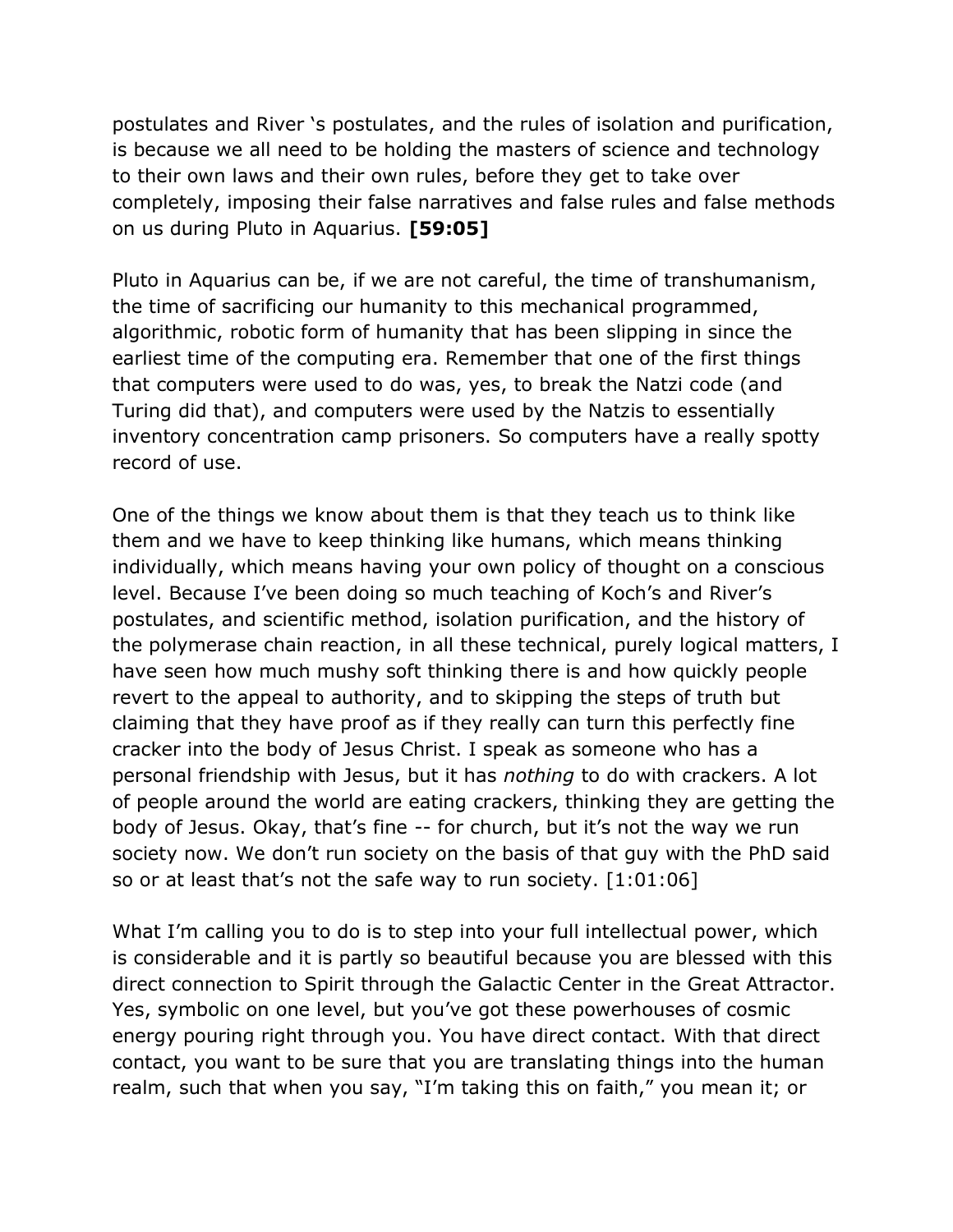postulates and River 's postulates, and the rules of isolation and purification, is because we all need to be holding the masters of science and technology to their own laws and their own rules, before they get to take over completely, imposing their false narratives and false rules and false methods on us during Pluto in Aquarius. **[59:05]**

Pluto in Aquarius can be, if we are not careful, the time of transhumanism, the time of sacrificing our humanity to this mechanical programmed, algorithmic, robotic form of humanity that has been slipping in since the earliest time of the computing era. Remember that one of the first things that computers were used to do was, yes, to break the Natzi code (and Turing did that), and computers were used by the Natzis to essentially inventory concentration camp prisoners. So computers have a really spotty record of use.

One of the things we know about them is that they teach us to think like them and we have to keep thinking like humans, which means thinking individually, which means having your own policy of thought on a conscious level. Because I've been doing so much teaching of Koch's and River's postulates, and scientific method, isolation purification, and the history of the polymerase chain reaction, in all these technical, purely logical matters, I have seen how much mushy soft thinking there is and how quickly people revert to the appeal to authority, and to skipping the steps of truth but claiming that they have proof as if they really can turn this perfectly fine cracker into the body of Jesus Christ. I speak as someone who has a personal friendship with Jesus, but it has *nothing* to do with crackers. A lot of people around the world are eating crackers, thinking they are getting the body of Jesus. Okay, that's fine -- for church, but it's not the way we run society now. We don't run society on the basis of that guy with the PhD said so or at least that's not the safe way to run society. [1:01:06]

What I'm calling you to do is to step into your full intellectual power, which is considerable and it is partly so beautiful because you are blessed with this direct connection to Spirit through the Galactic Center in the Great Attractor. Yes, symbolic on one level, but you've got these powerhouses of cosmic energy pouring right through you. You have direct contact. With that direct contact, you want to be sure that you are translating things into the human realm, such that when you say, "I'm taking this on faith," you mean it; or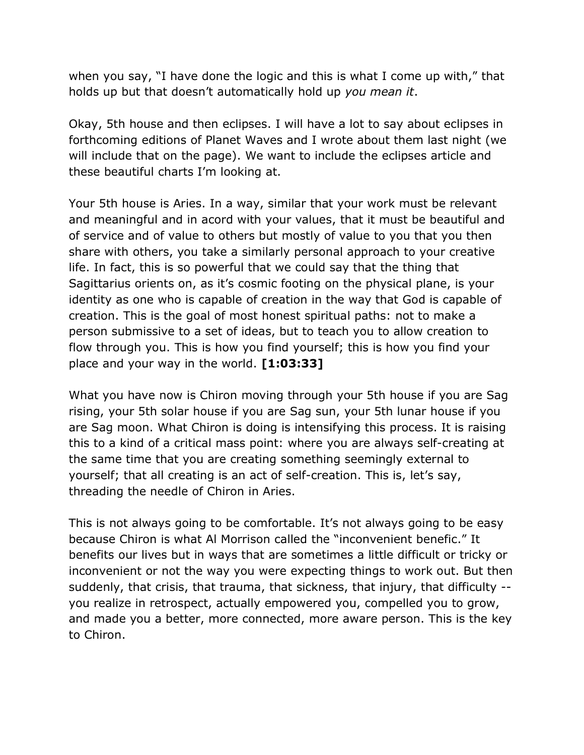when you say, "I have done the logic and this is what I come up with," that holds up but that doesn't automatically hold up *you mean it*.

Okay, 5th house and then eclipses. I will have a lot to say about eclipses in forthcoming editions of Planet Waves and I wrote about them last night (we will include that on the page). We want to include the eclipses article and these beautiful charts I'm looking at.

Your 5th house is Aries. In a way, similar that your work must be relevant and meaningful and in acord with your values, that it must be beautiful and of service and of value to others but mostly of value to you that you then share with others, you take a similarly personal approach to your creative life. In fact, this is so powerful that we could say that the thing that Sagittarius orients on, as it's cosmic footing on the physical plane, is your identity as one who is capable of creation in the way that God is capable of creation. This is the goal of most honest spiritual paths: not to make a person submissive to a set of ideas, but to teach you to allow creation to flow through you. This is how you find yourself; this is how you find your place and your way in the world. **[1:03:33]**

What you have now is Chiron moving through your 5th house if you are Sag rising, your 5th solar house if you are Sag sun, your 5th lunar house if you are Sag moon. What Chiron is doing is intensifying this process. It is raising this to a kind of a critical mass point: where you are always self-creating at the same time that you are creating something seemingly external to yourself; that all creating is an act of self-creation. This is, let's say, threading the needle of Chiron in Aries.

This is not always going to be comfortable. It's not always going to be easy because Chiron is what Al Morrison called the "inconvenient benefic." It benefits our lives but in ways that are sometimes a little difficult or tricky or inconvenient or not the way you were expecting things to work out. But then suddenly, that crisis, that trauma, that sickness, that injury, that difficulty -- you realize in retrospect, actually empowered you, compelled you to grow, and made you a better, more connected, more aware person. This is the key to Chiron.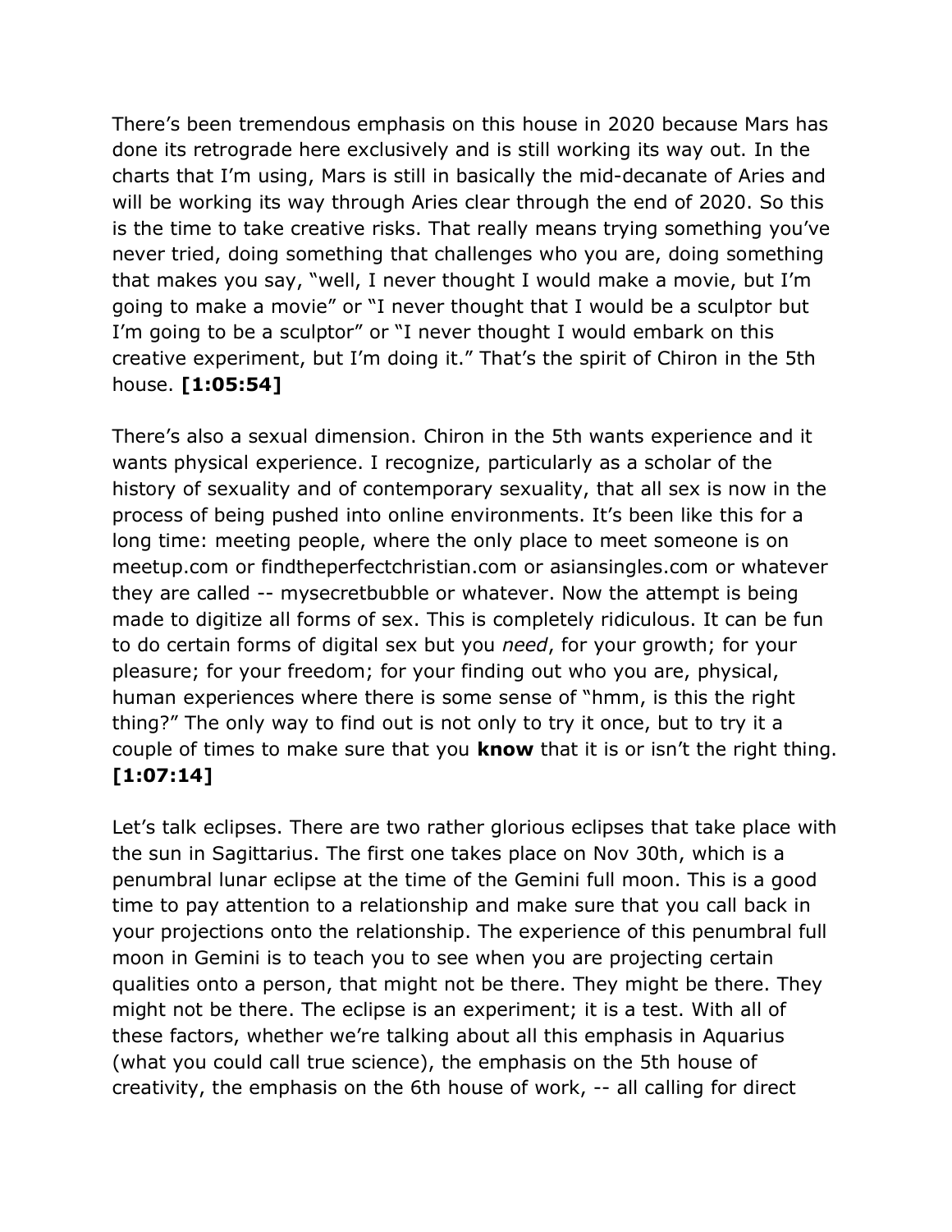There's been tremendous emphasis on this house in 2020 because Mars has done its retrograde here exclusively and is still working its way out. In the charts that I'm using, Mars is still in basically the mid-decanate of Aries and will be working its way through Aries clear through the end of 2020. So this is the time to take creative risks. That really means trying something you've never tried, doing something that challenges who you are, doing something that makes you say, "well, I never thought I would make a movie, but I'm going to make a movie" or "I never thought that I would be a sculptor but I'm going to be a sculptor" or "I never thought I would embark on this creative experiment, but I'm doing it." That's the spirit of Chiron in the 5th house. **[1:05:54]**

There's also a sexual dimension. Chiron in the 5th wants experience and it wants physical experience. I recognize, particularly as a scholar of the history of sexuality and of contemporary sexuality, that all sex is now in the process of being pushed into online environments. It's been like this for a long time: meeting people, where the only place to meet someone is on meetup.com or findtheperfectchristian.com or asiansingles.com or whatever they are called -- mysecretbubble or whatever. Now the attempt is being made to digitize all forms of sex. This is completely ridiculous. It can be fun to do certain forms of digital sex but you *need*, for your growth; for your pleasure; for your freedom; for your finding out who you are, physical, human experiences where there is some sense of "hmm, is this the right thing?" The only way to find out is not only to try it once, but to try it a couple of times to make sure that you **know** that it is or isn't the right thing. **[1:07:14]**

Let's talk eclipses. There are two rather glorious eclipses that take place with the sun in Sagittarius. The first one takes place on Nov 30th, which is a penumbral lunar eclipse at the time of the Gemini full moon. This is a good time to pay attention to a relationship and make sure that you call back in your projections onto the relationship. The experience of this penumbral full moon in Gemini is to teach you to see when you are projecting certain qualities onto a person, that might not be there. They might be there. They might not be there. The eclipse is an experiment; it is a test. With all of these factors, whether we're talking about all this emphasis in Aquarius (what you could call true science), the emphasis on the 5th house of creativity, the emphasis on the 6th house of work, -- all calling for direct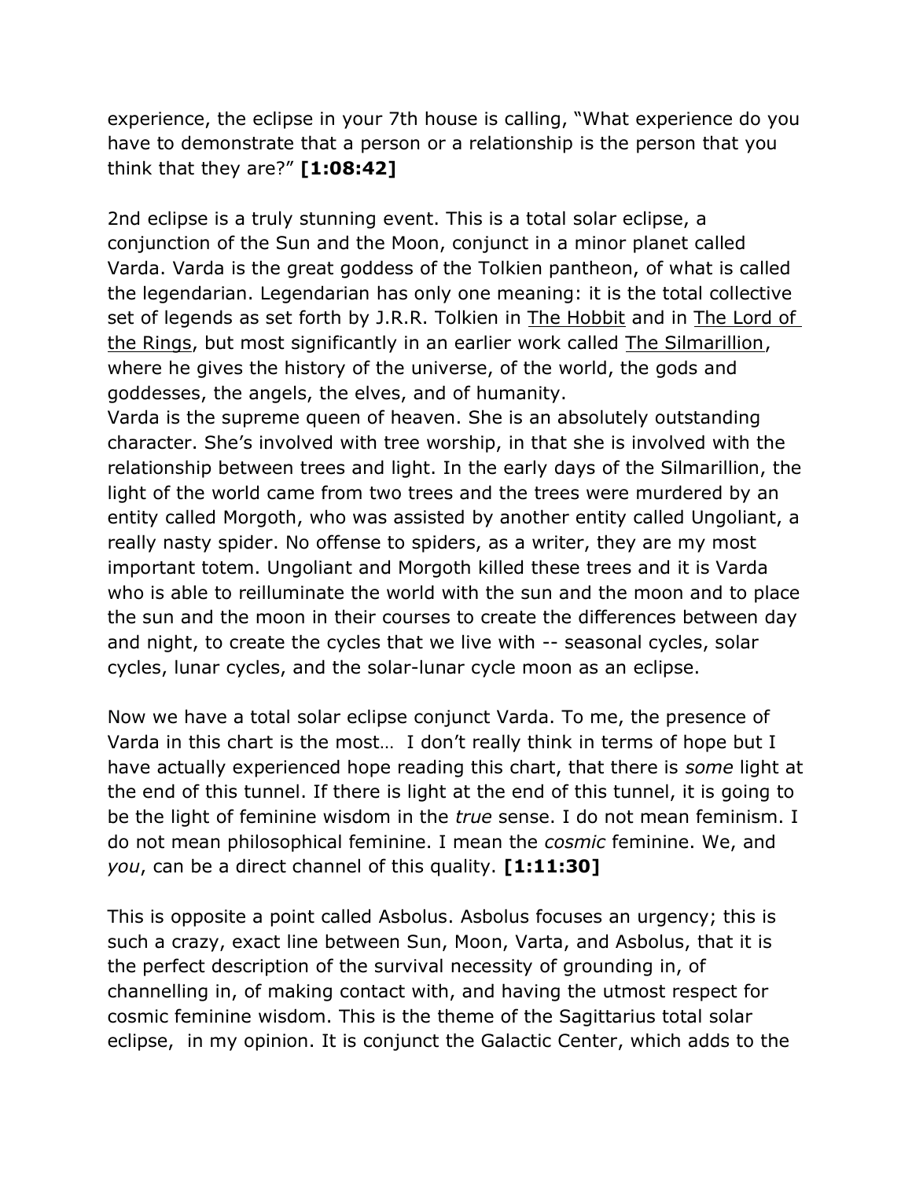experience, the eclipse in your 7th house is calling, "What experience do you have to demonstrate that a person or a relationship is the person that you think that they are?" **[1:08:42]**

2nd eclipse is a truly stunning event. This is a total solar eclipse, a conjunction of the Sun and the Moon, conjunct in a minor planet called Varda. Varda is the great goddess of the Tolkien pantheon, of what is called the legendarian. Legendarian has only one meaning: it is the total collective set of legends as set forth by J.R.R. Tolkien in The Hobbit and in The Lord of the Rings, but most significantly in an earlier work called The Silmarillion, where he gives the history of the universe, of the world, the gods and goddesses, the angels, the elves, and of humanity.
Varda is the supreme queen of heaven. She is an absolutely outstanding character. She's involved with tree worship, in that she is involved with the relationship between trees and light. In the early days of the Silmarillion, the light of the world came from two trees and the trees were murdered by an entity called Morgoth, who was assisted by another entity called Ungoliant, a really nasty spider. No offense to spiders, as a writer, they are my most important totem. Ungoliant and Morgoth killed these trees and it is Varda who is able to reilluminate the world with the sun and the moon and to place the sun and the moon in their courses to create the differences between day and night, to create the cycles that we live with -- seasonal cycles, solar cycles, lunar cycles, and the solar-lunar cycle moon as an eclipse.

Now we have a total solar eclipse conjunct Varda. To me, the presence of Varda in this chart is the most… I don't really think in terms of hope but I have actually experienced hope reading this chart, that there is *some* light at the end of this tunnel. If there is light at the end of this tunnel, it is going to be the light of feminine wisdom in the *true* sense. I do not mean feminism. I do not mean philosophical feminine. I mean the *cosmic* feminine. We, and *you*, can be a direct channel of this quality. **[1:11:30]**

This is opposite a point called Asbolus. Asbolus focuses an urgency; this is such a crazy, exact line between Sun, Moon, Varta, and Asbolus, that it is the perfect description of the survival necessity of grounding in, of channelling in, of making contact with, and having the utmost respect for cosmic feminine wisdom. This is the theme of the Sagittarius total solar eclipse, in my opinion. It is conjunct the Galactic Center, which adds to the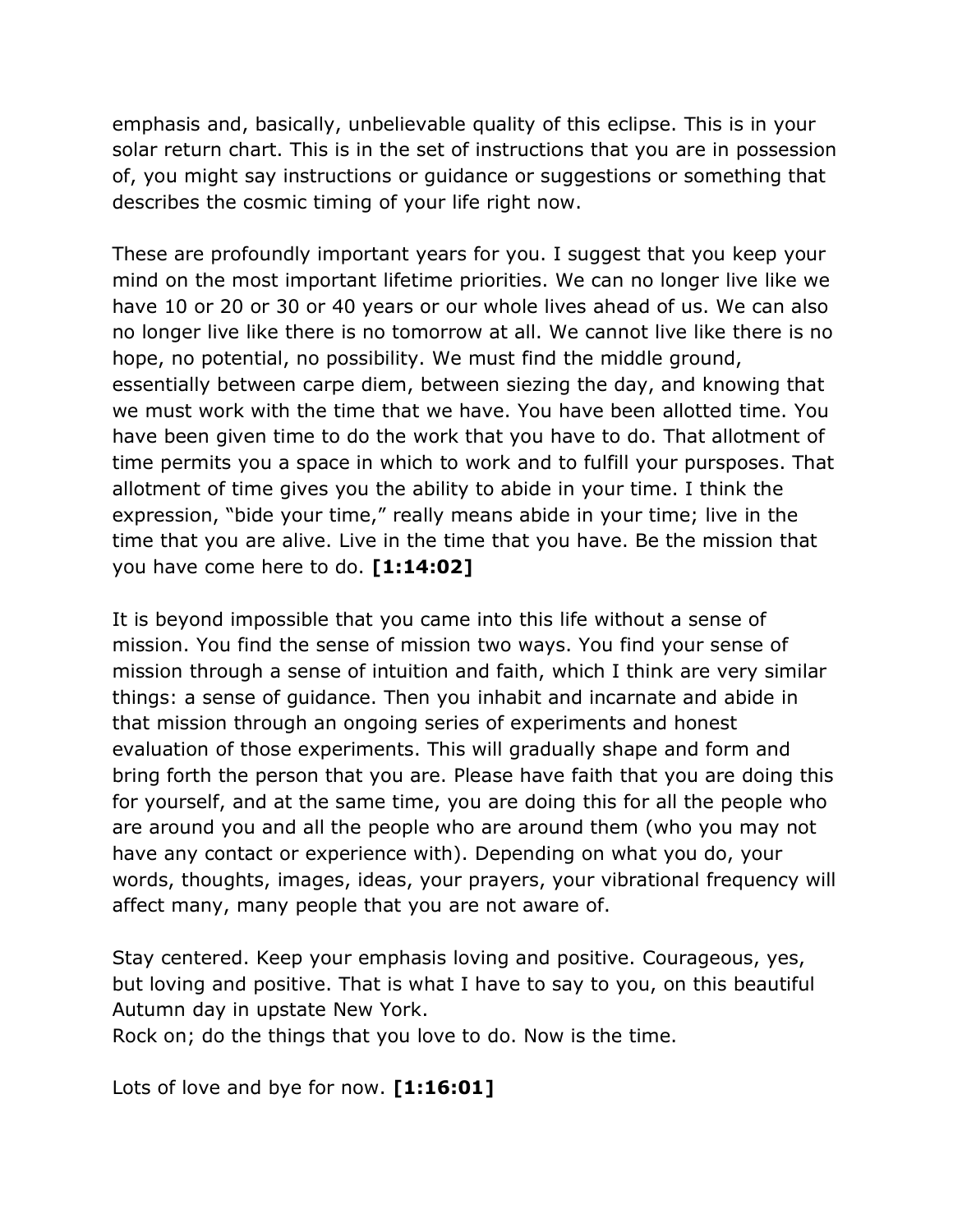emphasis and, basically, unbelievable quality of this eclipse. This is in your solar return chart. This is in the set of instructions that you are in possession of, you might say instructions or guidance or suggestions or something that describes the cosmic timing of your life right now.

These are profoundly important years for you. I suggest that you keep your mind on the most important lifetime priorities. We can no longer live like we have 10 or 20 or 30 or 40 years or our whole lives ahead of us. We can also no longer live like there is no tomorrow at all. We cannot live like there is no hope, no potential, no possibility. We must find the middle ground, essentially between carpe diem, between siezing the day, and knowing that we must work with the time that we have. You have been allotted time. You have been given time to do the work that you have to do. That allotment of time permits you a space in which to work and to fulfill your pursposes. That allotment of time gives you the ability to abide in your time. I think the expression, "bide your time," really means abide in your time; live in the time that you are alive. Live in the time that you have. Be the mission that you have come here to do. **[1:14:02]**

It is beyond impossible that you came into this life without a sense of mission. You find the sense of mission two ways. You find your sense of mission through a sense of intuition and faith, which I think are very similar things: a sense of guidance. Then you inhabit and incarnate and abide in that mission through an ongoing series of experiments and honest evaluation of those experiments. This will gradually shape and form and bring forth the person that you are. Please have faith that you are doing this for yourself, and at the same time, you are doing this for all the people who are around you and all the people who are around them (who you may not have any contact or experience with). Depending on what you do, your words, thoughts, images, ideas, your prayers, your vibrational frequency will affect many, many people that you are not aware of.

Stay centered. Keep your emphasis loving and positive. Courageous, yes, but loving and positive. That is what I have to say to you, on this beautiful Autumn day in upstate New York.
Rock on; do the things that you love to do. Now is the time.

Lots of love and bye for now. **[1:16:01]**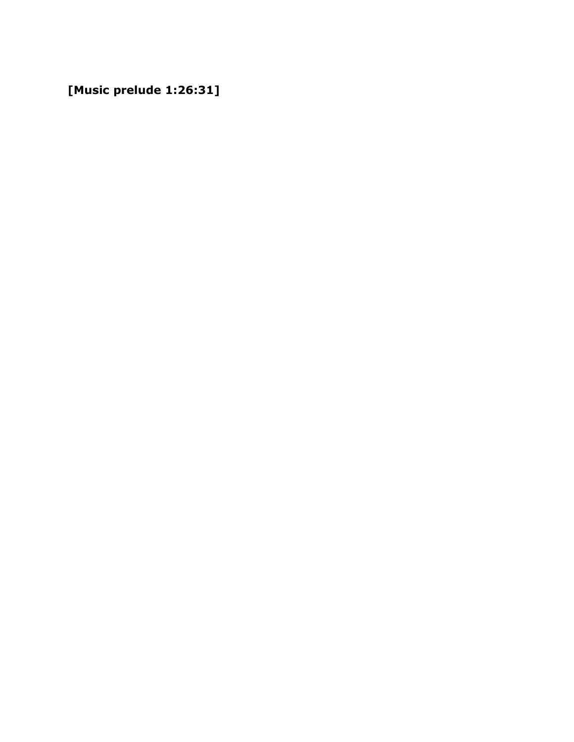**[Music prelude 1:26:31]**